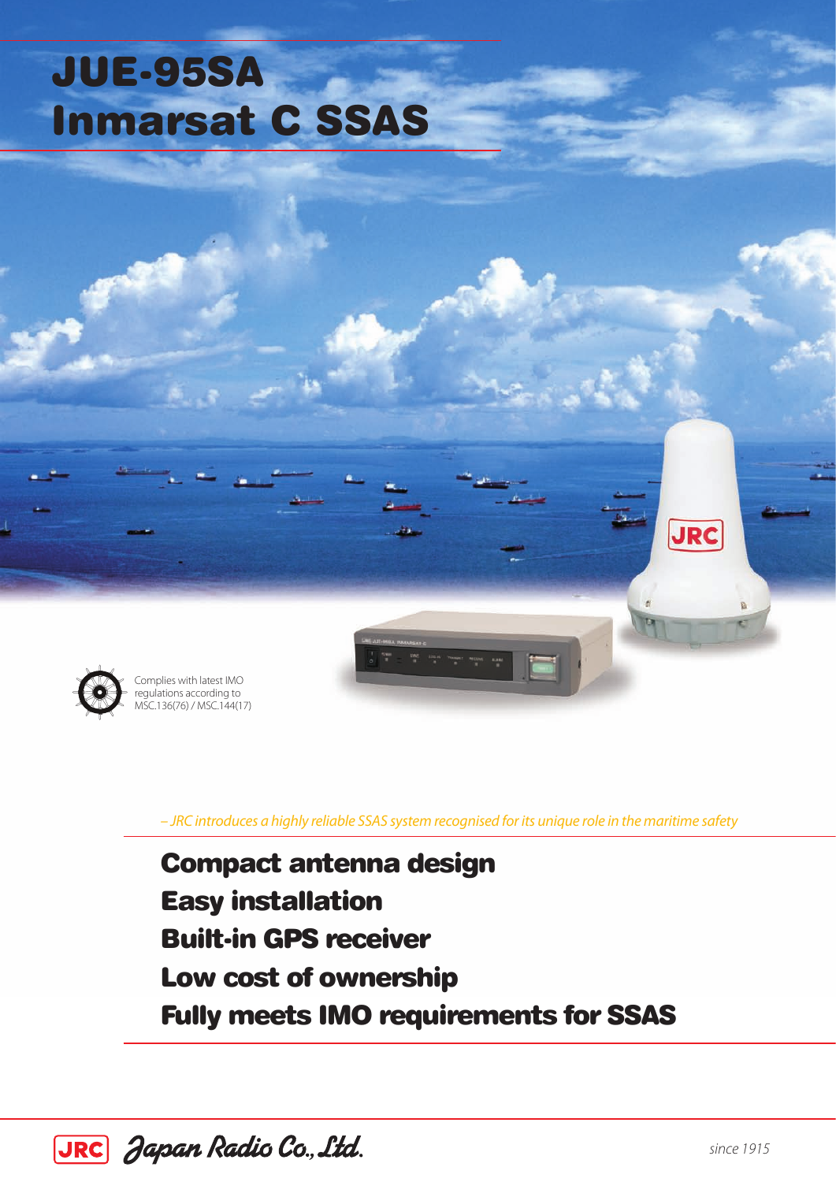# JUE-95SA
# Inmarsat C SSAS

Complies with latest IMO regulations according to MSC.136(76) / MSC.144(17)

*– JRC introduces a highly reliable SSAS system recognised for its unique role in the maritime safety*

**Compact antenna design**
**Easy installation**
**Built-in GPS receiver**
**Low cost of ownership**
**Fully meets IMO requirements for SSAS**

JRC Japan Radio Co., Ltd.

since 1915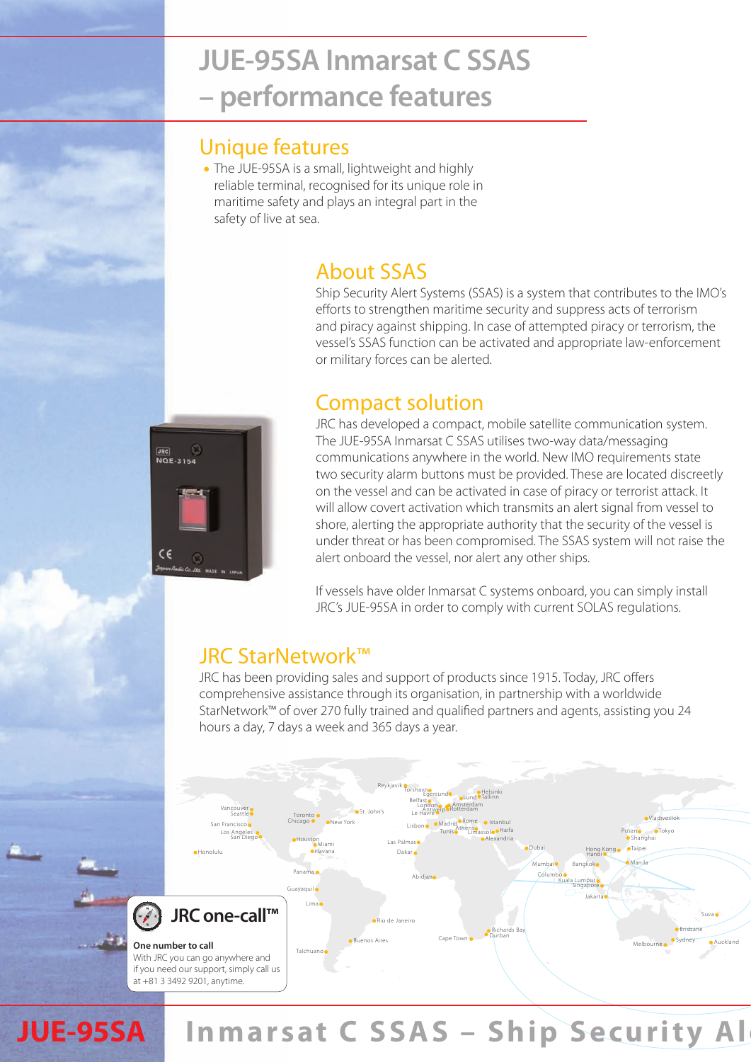# JUE-95SA Inmarsat C SSAS – performance features

## Unique features

- The JUE-95SA is a small, lightweight and highly reliable terminal, recognised for its unique role in maritime safety and plays an integral part in the safety of live at sea.

## About SSAS

Ship Security Alert Systems (SSAS) is a system that contributes to the IMO's efforts to strengthen maritime security and suppress acts of terrorism and piracy against shipping. In case of attempted piracy or terrorism, the vessel's SSAS function can be activated and appropriate law-enforcement or military forces can be alerted.

## Compact solution

JRC has developed a compact, mobile satellite communication system. The JUE-95SA Inmarsat C SSAS utilises two-way data/messaging communications anywhere in the world. New IMO requirements state two security alarm buttons must be provided. These are located discreetly on the vessel and can be activated in case of piracy or terrorist attack. It will allow covert activation which transmits an alert signal from vessel to shore, alerting the appropriate authority that the security of the vessel is under threat or has been compromised. The SSAS system will not raise the alert onboard the vessel, nor alert any other ships.

If vessels have older Inmarsat C systems onboard, you can simply install JRC's JUE-95SA in order to comply with current SOLAS regulations.

## JRC StarNetwork™

JRC has been providing sales and support of products since 1915. Today, JRC offers comprehensive assistance through its organisation, in partnership with a worldwide StarNetwork™ of over 270 fully trained and qualified partners and agents, assisting you 24 hours a day, 7 days a week and 365 days a year.

### JRC one-call™

**One number to call**

With JRC you can go anywhere and if you need our support, simply call us at +81 3 3492 9201, anytime.

# JUE-95SA Inmarsat C SSAS – Ship Security Al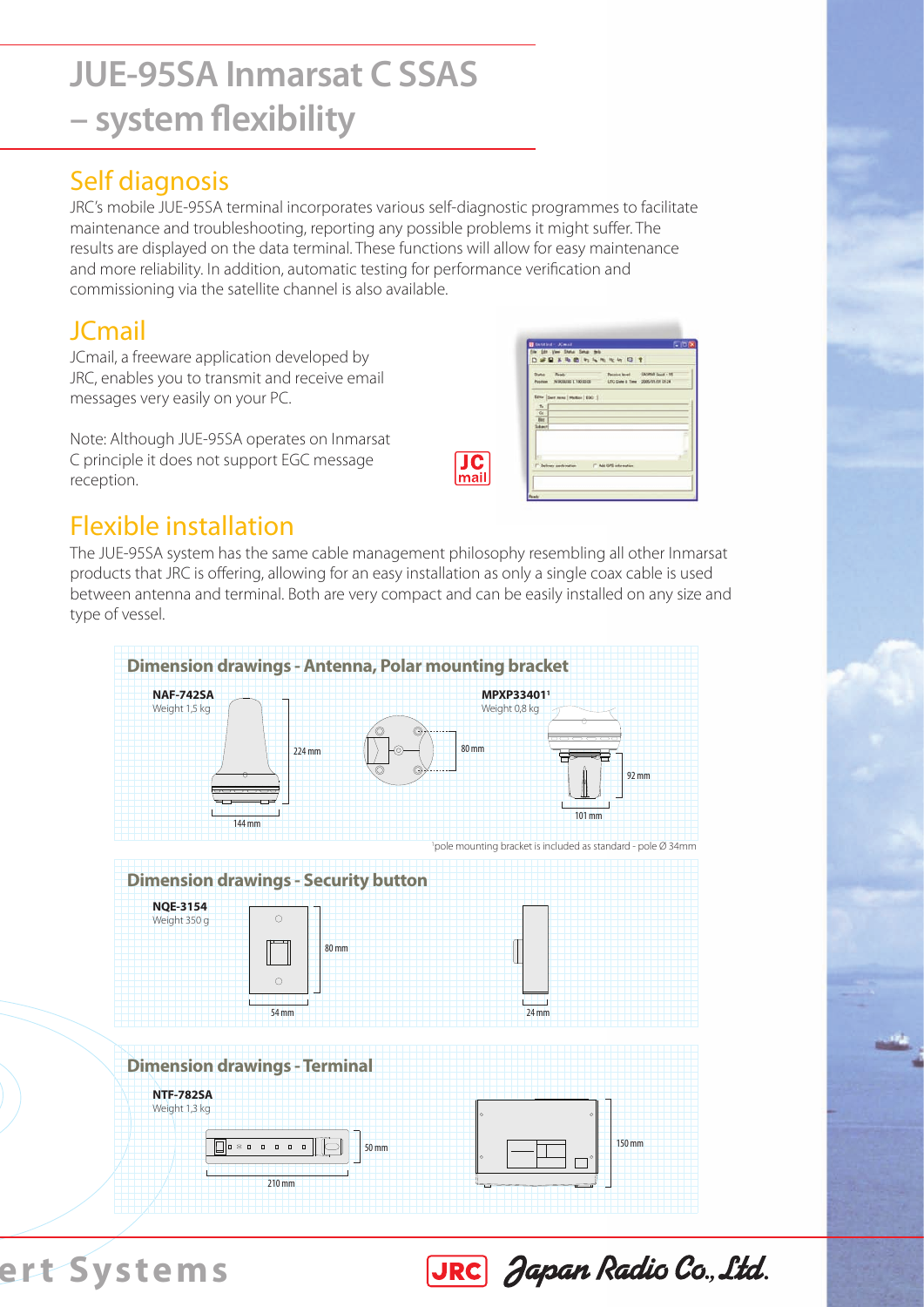# JUE-95SA Inmarsat C SSAS – system flexibility

## Self diagnosis

JRC's mobile JUE-95SA terminal incorporates various self-diagnostic programmes to facilitate maintenance and troubleshooting, reporting any possible problems it might suffer. The results are displayed on the data terminal. These functions will allow for easy maintenance and more reliability. In addition, automatic testing for performance verification and commissioning via the satellite channel is also available.

## JCmail

JCmail, a freeware application developed by JRC, enables you to transmit and receive email messages very easily on your PC.

Note: Although JUE-95SA operates on Inmarsat C principle it does not support EGC message reception.

## Flexible installation

The JUE-95SA system has the same cable management philosophy resembling all other Inmarsat products that JRC is offering, allowing for an easy installation as only a single coax cable is used between antenna and terminal. Both are very compact and can be easily installed on any size and type of vessel.

### Dimension drawings - Antenna, Polar mounting bracket

**NAF-742SA**
Weight 1,5 kg

224 mm
144 mm
80 mm

**MPXP33401**[1]
Weight 0,8 kg

92 mm
101 mm

[1]pole mounting bracket is included as standard - pole Ø 34mm

### Dimension drawings - Security button

**NQE-3154**
Weight 350 g

80 mm
54 mm
24 mm

### Dimension drawings - Terminal

**NTF-782SA**
Weight 1,3 kg

50 mm
210 mm
150 mm

ert Systems

JRC Japan Radio Co., Ltd.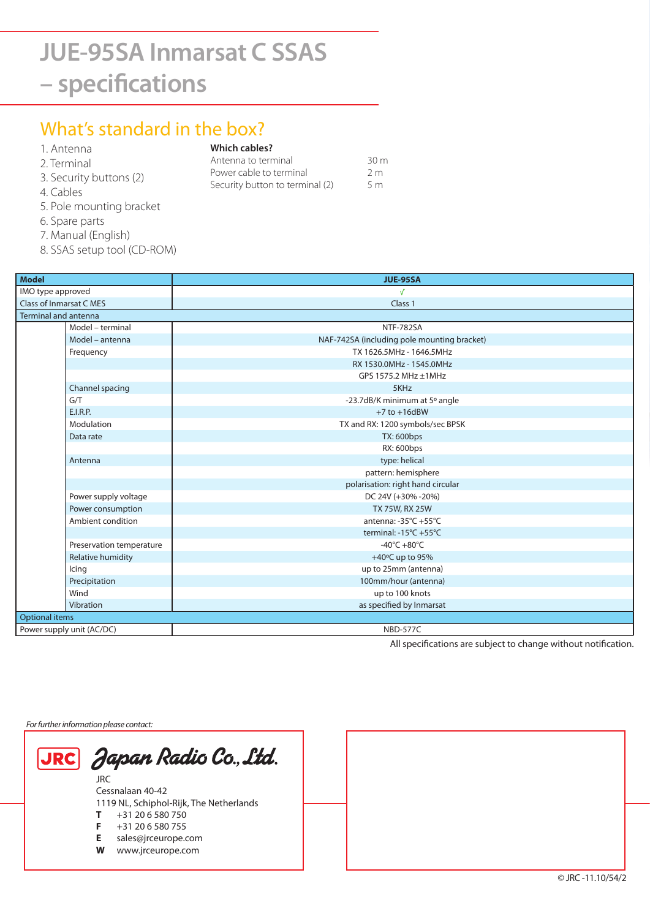# JUE-95SA Inmarsat C SSAS – specifications

## What's standard in the box?

1. Antenna
2. Terminal
3. Security buttons (2)
4. Cables
5. Pole mounting bracket
6. Spare parts
7. Manual (English)
8. SSAS setup tool (CD-ROM)

**Which cables?**

| | |
|---|---|
| Antenna to terminal | 30 m |
| Power cable to terminal | 2 m |
| Security button to terminal (2) | 5 m |

| Model | | JUE-95SA |
|---|---|---|
| IMO type approved | | √ |
| Class of Inmarsat C MES | | Class 1 |
| Terminal and antenna | | |
| | Model – terminal | NTF-782SA |
| | Model – antenna | NAF-742SA (including pole mounting bracket) |
| | Frequency | TX 1626.5MHz - 1646.5MHz |
| | | RX 1530.0MHz - 1545.0MHz |
| | | GPS 1575.2 MHz ±1MHz |
| | Channel spacing | 5KHz |
| | G/T | -23.7dB/K minimum at 5º angle |
| | E.I.R.P. | +7 to +16dBW |
| | Modulation | TX and RX: 1200 symbols/sec BPSK |
| | Data rate | TX: 600bps |
| | | RX: 600bps |
| | Antenna | type: helical |
| | | pattern: hemisphere |
| | | polarisation: right hand circular |
| | Power supply voltage | DC 24V (+30% -20%) |
| | Power consumption | TX 75W, RX 25W |
| | Ambient condition | antenna: -35°C +55°C |
| | | terminal: -15°C +55°C |
| | Preservation temperature | -40°C +80°C |
| | Relative humidity | +40ºC up to 95% |
| | Icing | up to 25mm (antenna) |
| | Precipitation | 100mm/hour (antenna) |
| | Wind | up to 100 knots |
| | Vibration | as specified by Inmarsat |
| Optional items | | |
| Power supply unit (AC/DC) | | NBD-577C |

All specifications are subject to change without notification.

*For further information please contact:*

JRC Japan Radio Co., Ltd.

JRC
Cessnalaan 40-42
1119 NL, Schiphol-Rijk, The Netherlands
**T** +31 20 6 580 750
**F** +31 20 6 580 755
**E** sales@jrceurope.com
**W** www.jrceurope.com

© JRC -11.10/54/2